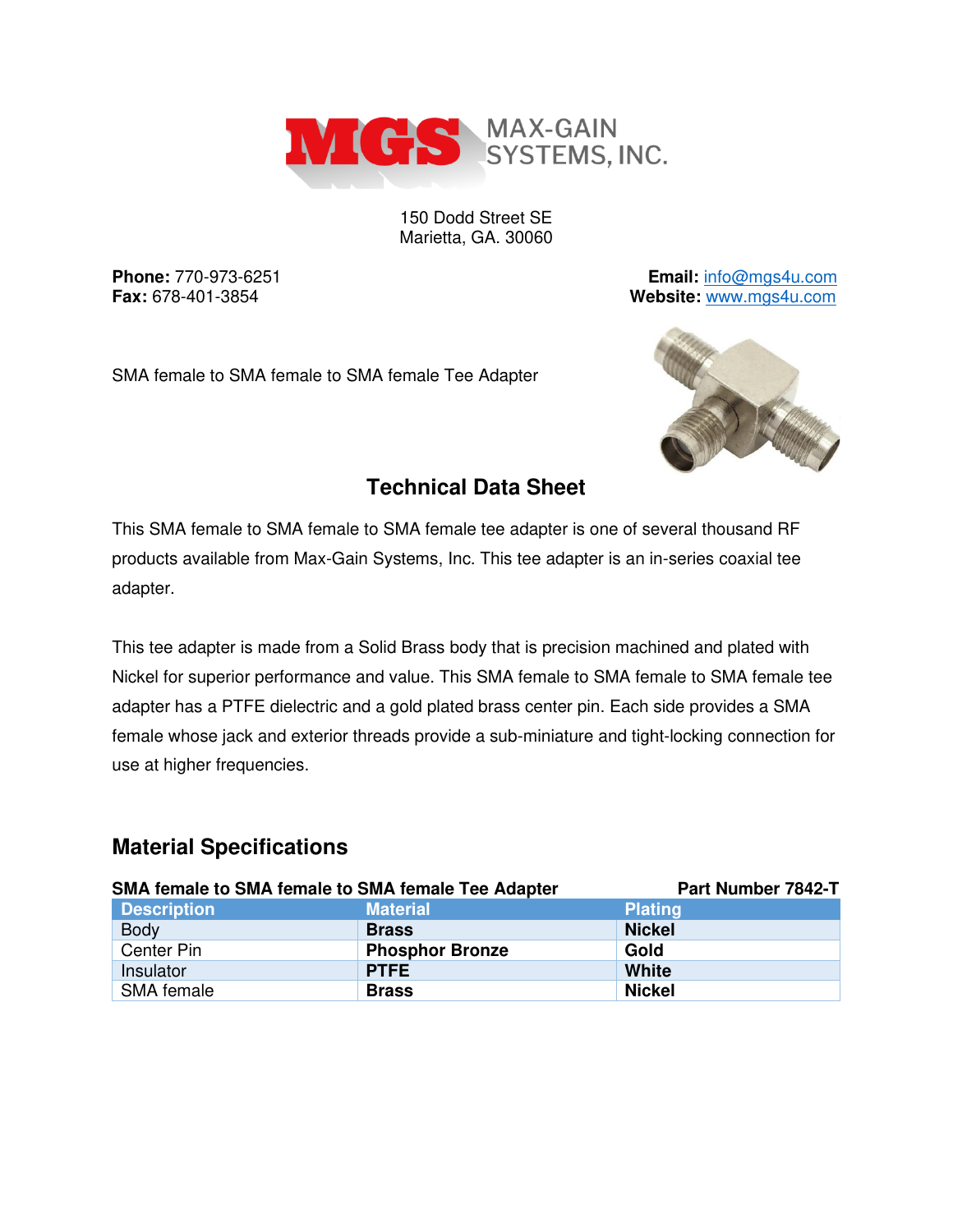MAX-GAIN SYSTEMS, INC.

150 Dodd Street SE
Marietta, GA. 30060

**Phone:** 770-973-6251
**Fax:** 678-401-3854

**Email:** info@mgs4u.com
**Website:** www.mgs4u.com

SMA female to SMA female to SMA female Tee Adapter

## Technical Data Sheet

This SMA female to SMA female to SMA female tee adapter is one of several thousand RF products available from Max-Gain Systems, Inc. This tee adapter is an in-series coaxial tee adapter.

This tee adapter is made from a Solid Brass body that is precision machined and plated with Nickel for superior performance and value. This SMA female to SMA female to SMA female tee adapter has a PTFE dielectric and a gold plated brass center pin. Each side provides a SMA female whose jack and exterior threads provide a sub-miniature and tight-locking connection for use at higher frequencies.

## Material Specifications

**SMA female to SMA female to SMA female Tee Adapter** — **Part Number 7842-T**

| Description | Material | Plating |
|---|---|---|
| Body | **Brass** | **Nickel** |
| Center Pin | **Phosphor Bronze** | **Gold** |
| Insulator | **PTFE** | **White** |
| SMA female | **Brass** | **Nickel** |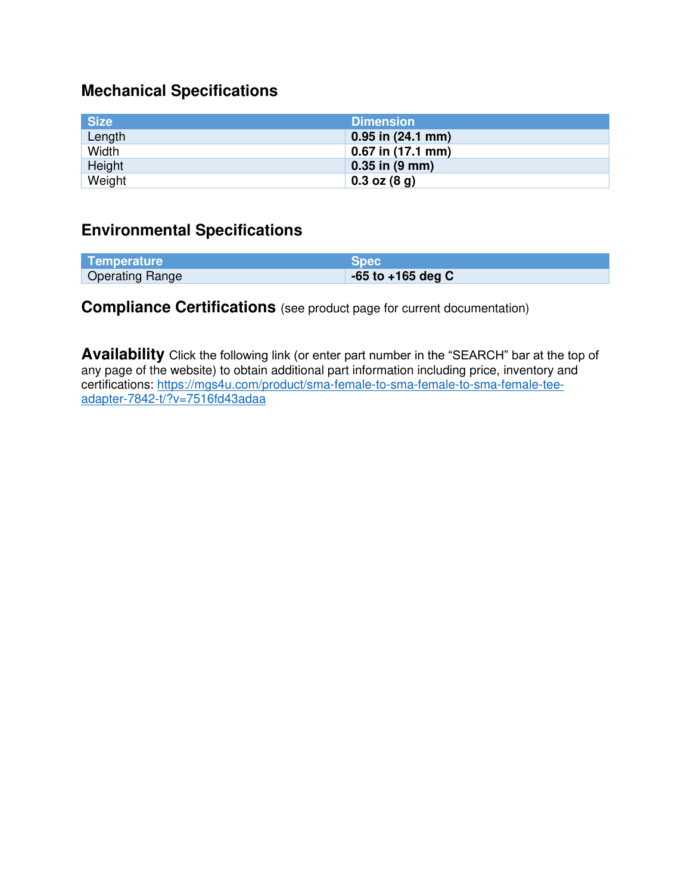## Mechanical Specifications

| Size | Dimension |
|---|---|
| Length | **0.95 in (24.1 mm)** |
| Width | **0.67 in (17.1 mm)** |
| Height | **0.35 in (9 mm)** |
| Weight | **0.3 oz (8 g)** |

## Environmental Specifications

| Temperature | Spec |
|---|---|
| Operating Range | **-65 to +165 deg C** |

## Compliance Certifications (see product page for current documentation)

**Availability** Click the following link (or enter part number in the "SEARCH" bar at the top of any page of the website) to obtain additional part information including price, inventory and certifications: [https://mgs4u.com/product/sma-female-to-sma-female-to-sma-female-tee-adapter-7842-t/?v=7516fd43adaa](https://mgs4u.com/product/sma-female-to-sma-female-to-sma-female-tee-adapter-7842-t/?v=7516fd43adaa)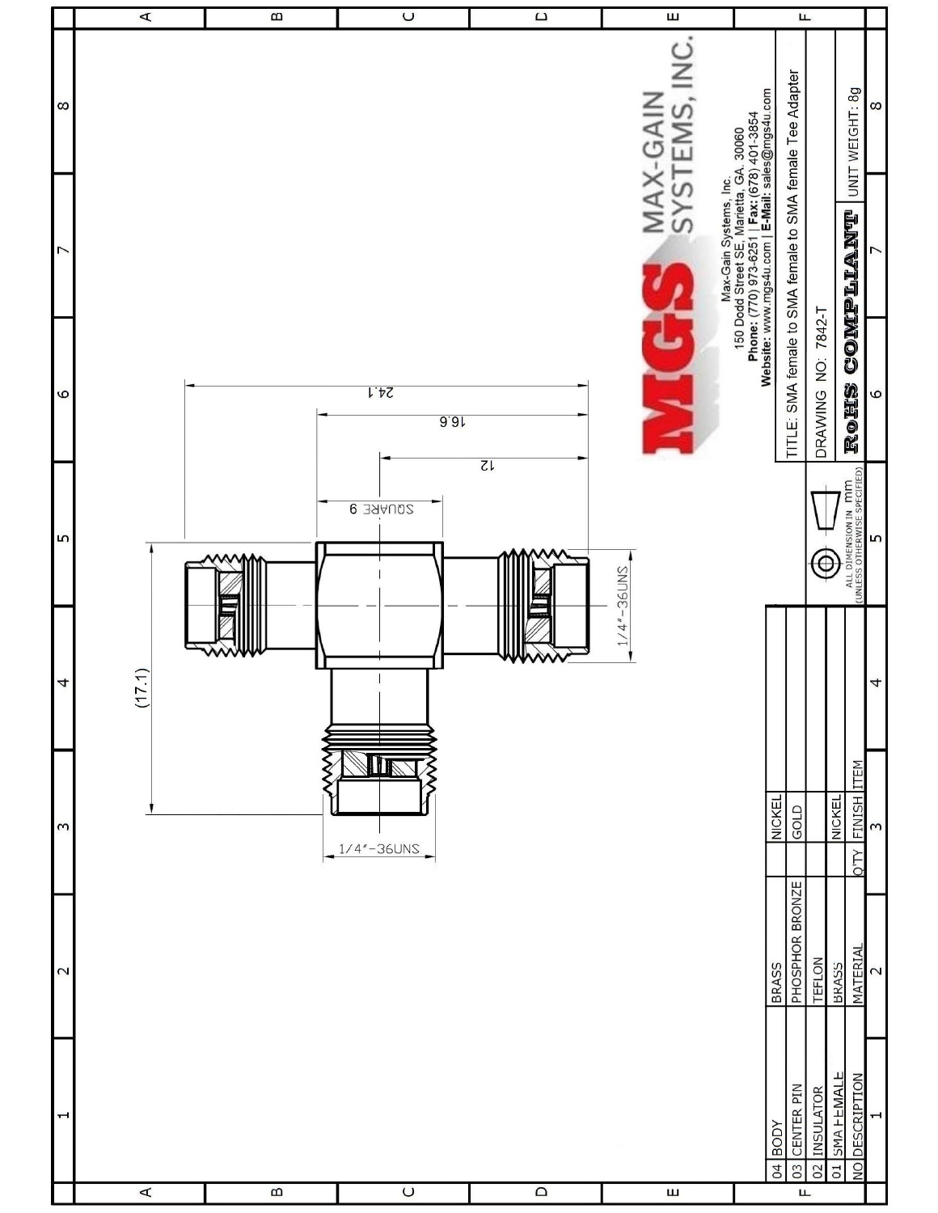MAX-GAIN SYSTEMS, INC.

Max-Gain Systems, Inc.
150 Dodd Street SE, Marietta, GA. 30060
**Phone:** (770) 973-6251 | **Fax:** (678) 401-3854
**Website:** www.mgs4u.com | **E-Mail:** sales@mgs4u.com

TITLE: SMA female to SMA female to SMA female Tee Adapter

DRAWING NO: 7842-T

**RoHS COMPLIANT**

UNIT WEIGHT: 8g

ALL DIMENSION IN mm (UNLESS OTHERWISE SPECIFIED)

24.1

16.6

12

SQUARE 9

(17.1)

1/4"-36UNS

1/4"-36UNS

| NO | DESCRIPTION | MATERIAL | Q'TY | FINISH | ITEM |
|---|---|---|---|---|---|
| 04 | BODY | BRASS | | NICKEL | |
| 03 | CENTER PIN | PHOSPHOR BRONZE | | GOLD | |
| 02 | INSULATOR | TEFLON | | | |
| 01 | SMA FEMALE | BRASS | | NICKEL | |